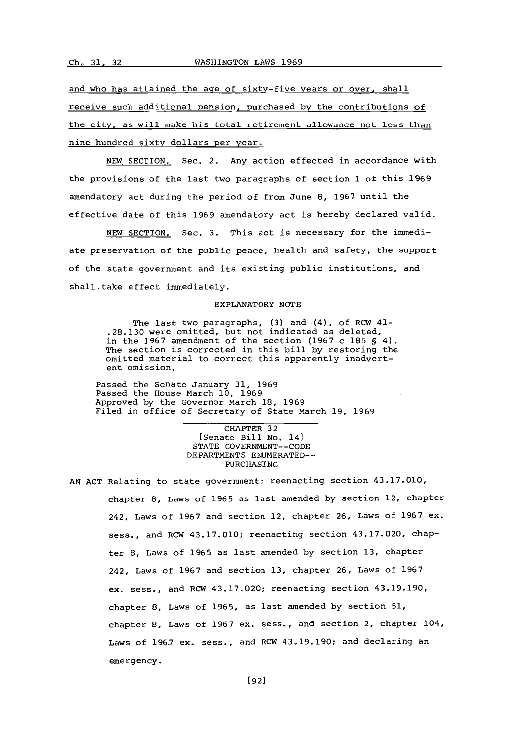and who has attained the age of sixty-five years or over, shall receive such additional pension, purchased by the contributions of the city, as will make his total retirement allowance not less than nine hundred sixty dollars per year.

NEW SECTION. Sec. 2. Any action effected in accordance with the provisions of the last two paragraphs of section 1 of this 1969 amendatory act during the period of from June 8, 1967 until the effective date of this 1969 amendatory act is hereby declared valid.

NEW SECTION. Sec. 3. This act is necessary for the immediate preservation of the public peace, health and safety, the support of the state government and its existing public institutions, and shall take effect immediately.

EXPLANATORY NOTE

The last two paragraphs, (3) and (4), of RCW 41-.28.130 were omitted, but not indicated as deleted, in the 1967 amendment of the section (1967 c 185 § 4). The section is corrected in this bill by restoring the omitted material to correct this apparently inadvertent omission.

Passed the Senate January 31, 1969
Passed the House March 10, 1969
Approved by the Governor March 18, 1969
Filed in office of Secretary of State March 19, 1969

CHAPTER 32
[Senate Bill No. 14]
STATE GOVERNMENT--CODE
DEPARTMENTS ENUMERATED--
PURCHASING

AN ACT Relating to state government; reenacting section 43.17.010, chapter 8, Laws of 1965 as last amended by section 12, chapter 242, Laws of 1967 and section 12, chapter 26, Laws of 1967 ex. sess., and RCW 43.17.010; reenacting section 43.17.020, chapter 8, Laws of 1965 as last amended by section 13, chapter 242, Laws of 1967 and section 13, chapter 26, Laws of 1967 ex. sess., and RCW 43.17.020; reenacting section 43.19.190, chapter 8, Laws of 1965, as last amended by section 51, chapter 8, Laws of 1967 ex. sess., and section 2, chapter 104, Laws of 1967 ex. sess., and RCW 43.19.190; and declaring an emergency.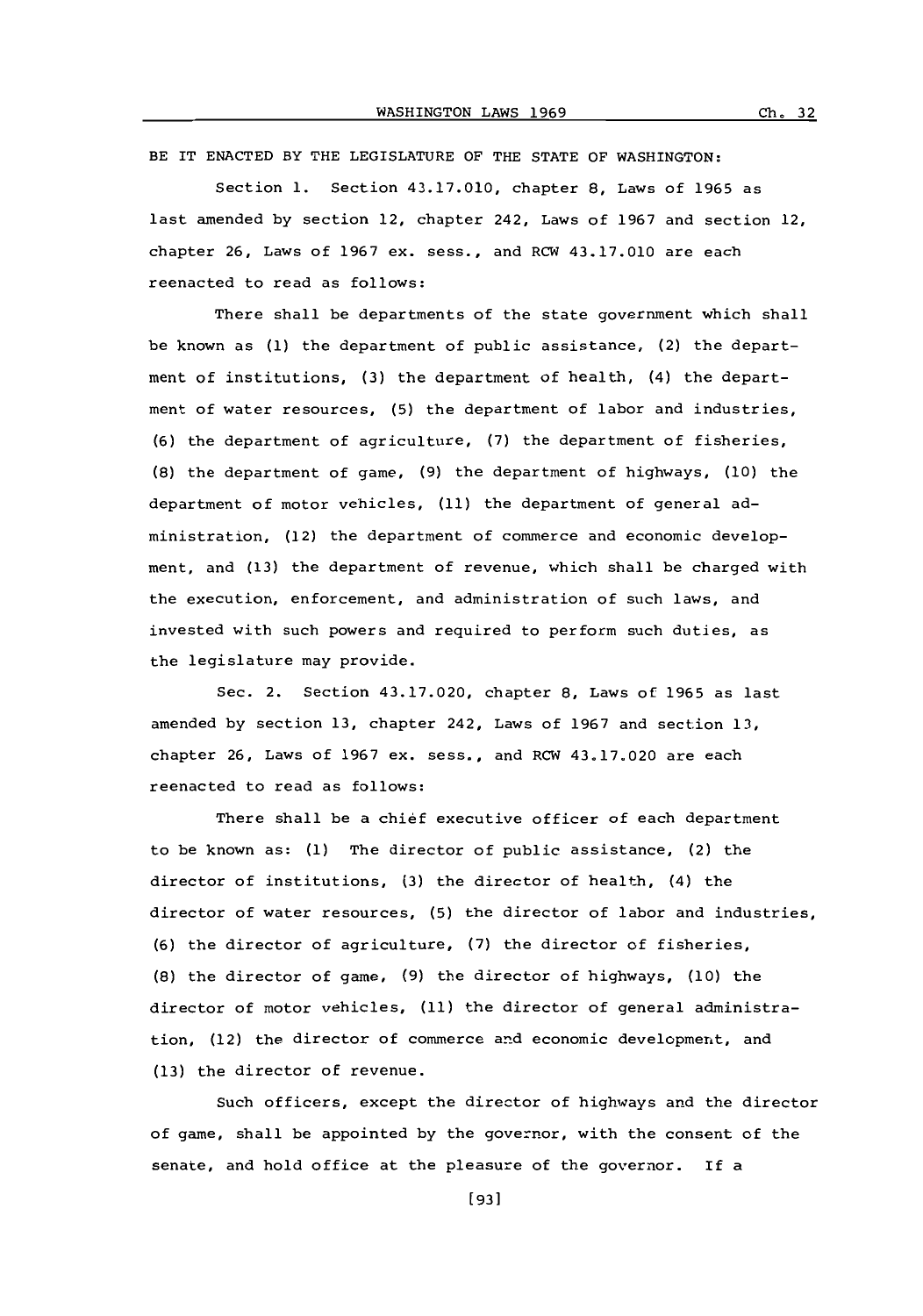BE IT ENACTED BY THE LEGISLATURE OF THE STATE OF WASHINGTON:

Section 1. Section 43.17.010, chapter 8, Laws of 1965 as last amended by section 12, chapter 242, Laws of 1967 and section 12, chapter 26, Laws of 1967 ex. sess., and RCW 43.17.010 are each reenacted to read as follows:

There shall be departments of the state government which shall be known as (1) the department of public assistance, (2) the department of institutions, (3) the department of health, (4) the department of water resources, (5) the department of labor and industries, (6) the department of agriculture, (7) the department of fisheries, (8) the department of game, (9) the department of highways, (10) the department of motor vehicles, (11) the department of general administration, (12) the department of commerce and economic development, and (13) the department of revenue, which shall be charged with the execution, enforcement, and administration of such laws, and invested with such powers and required to perform such duties, as the legislature may provide.

Sec. 2. Section 43.17.020, chapter 8, Laws of 1965 as last amended by section 13, chapter 242, Laws of 1967 and section 13, chapter 26, Laws of 1967 ex. sess., and RCW 43.17.020 are each reenacted to read as follows:

There shall be a chief executive officer of each department to be known as: (1) The director of public assistance, (2) the director of institutions, (3) the director of health, (4) the director of water resources, (5) the director of labor and industries, (6) the director of agriculture, (7) the director of fisheries, (8) the director of game, (9) the director of highways, (10) the director of motor vehicles, (11) the director of general administration, (12) the director of commerce and economic development, and (13) the director of revenue.

Such officers, except the director of highways and the director of game, shall be appointed by the governor, with the consent of the senate, and hold office at the pleasure of the governor. If a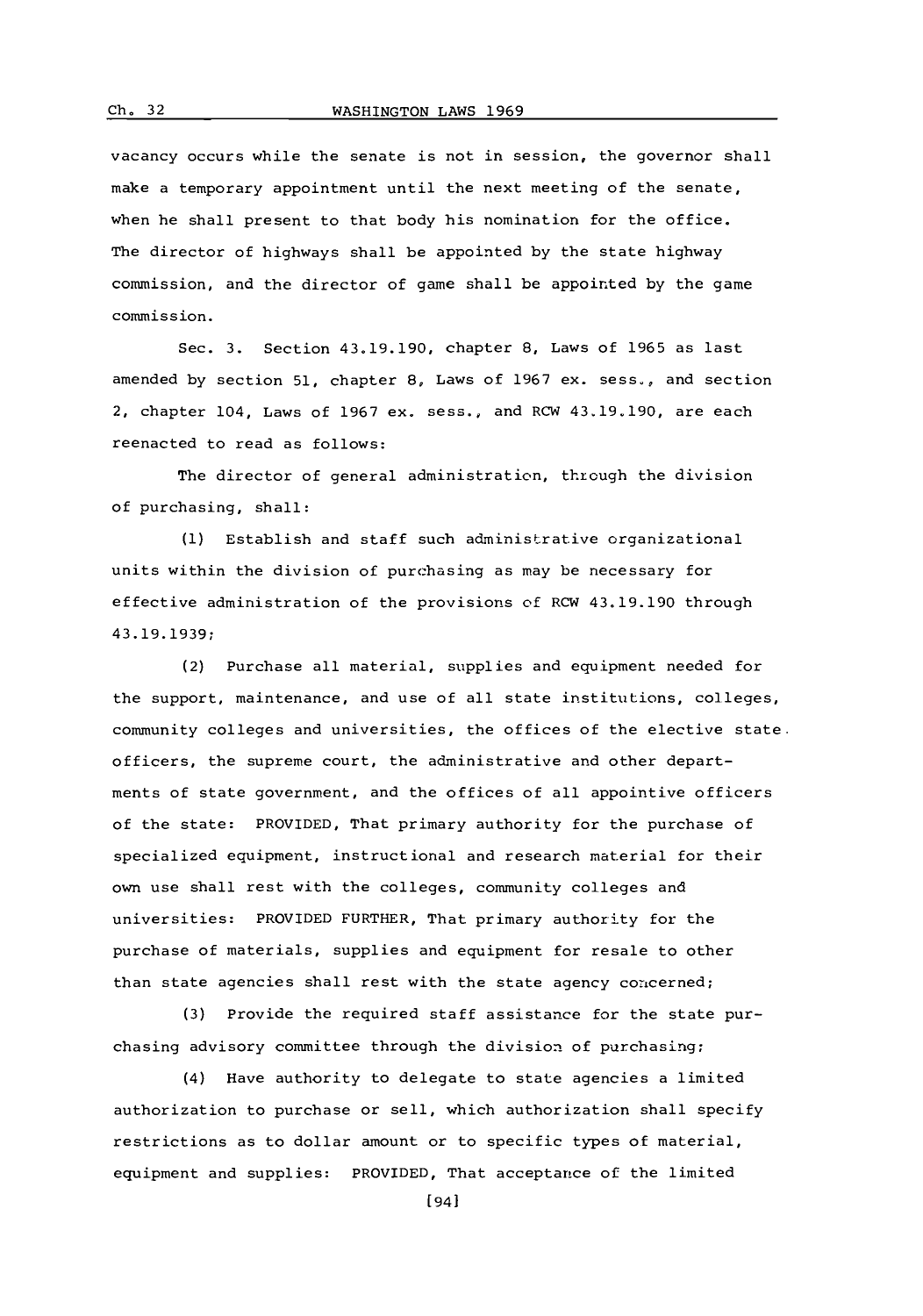vacancy occurs while the senate is not in session, the governor shall make a temporary appointment until the next meeting of the senate, when he shall present to that body his nomination for the office. The director of highways shall be appointed by the state highway commission, and the director of game shall be appointed by the game commission.

Sec. 3. Section 43.19.190, chapter 8, Laws of 1965 as last amended by section 51, chapter 8, Laws of 1967 ex. sess., and section 2, chapter 104, Laws of 1967 ex. sess., and RCW 43.19.190, are each reenacted to read as follows:

The director of general administration, through the division of purchasing, shall:

(1) Establish and staff such administrative organizational units within the division of purchasing as may be necessary for effective administration of the provisions of RCW 43.19.190 through 43.19.1939;

(2) Purchase all material, supplies and equipment needed for the support, maintenance, and use of all state institutions, colleges, community colleges and universities, the offices of the elective state officers, the supreme court, the administrative and other departments of state government, and the offices of all appointive officers of the state: PROVIDED, That primary authority for the purchase of specialized equipment, instructional and research material for their own use shall rest with the colleges, community colleges and universities: PROVIDED FURTHER, That primary authority for the purchase of materials, supplies and equipment for resale to other than state agencies shall rest with the state agency concerned;

(3) Provide the required staff assistance for the state purchasing advisory committee through the division of purchasing;

(4) Have authority to delegate to state agencies a limited authorization to purchase or sell, which authorization shall specify restrictions as to dollar amount or to specific types of material, equipment and supplies: PROVIDED, That acceptance of the limited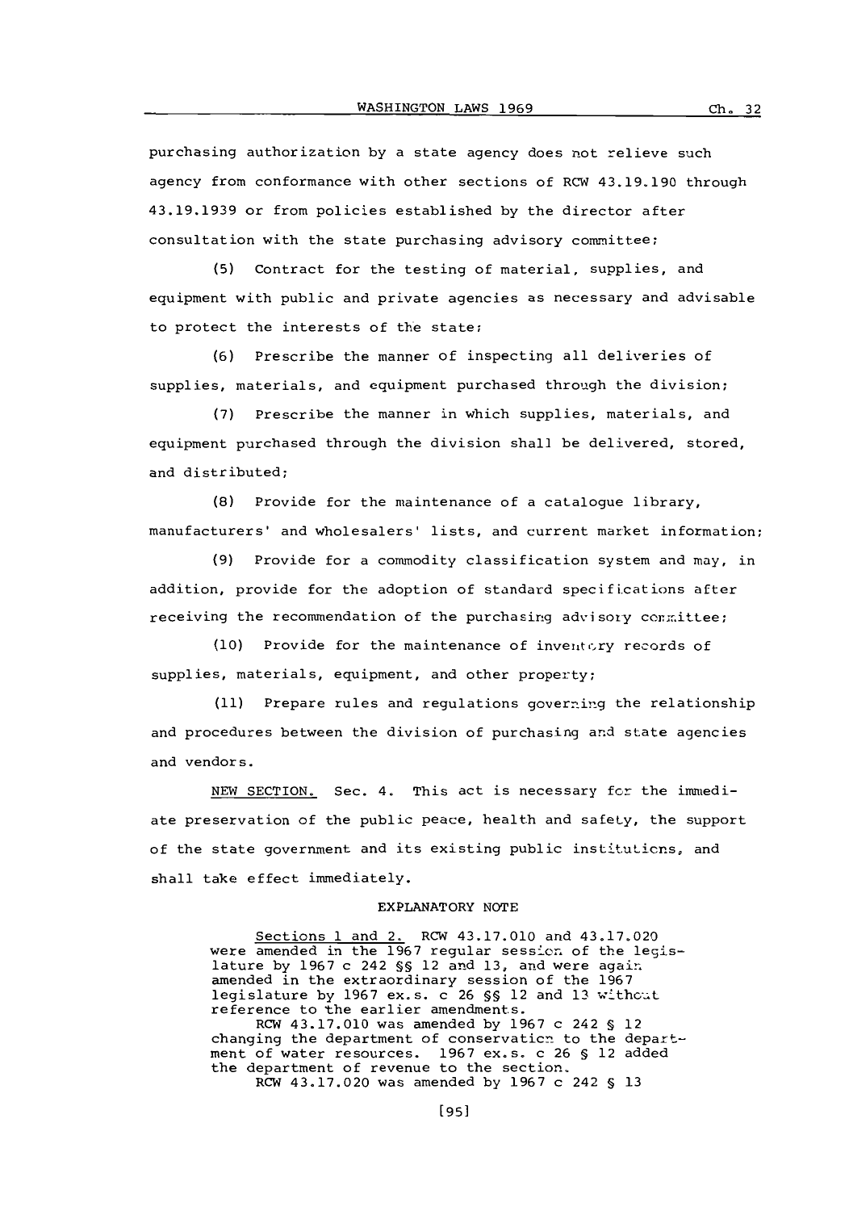purchasing authorization by a state agency does not relieve such agency from conformance with other sections of RCW 43.19.190 through 43.19.1939 or from policies established by the director after consultation with the state purchasing advisory committee;

(5) Contract for the testing of material, supplies, and equipment with public and private agencies as necessary and advisable to protect the interests of the state;

(6) Prescribe the manner of inspecting all deliveries of supplies, materials, and equipment purchased through the division;

(7) Prescribe the manner in which supplies, materials, and equipment purchased through the division shall be delivered, stored, and distributed;

(8) Provide for the maintenance of a catalogue library, manufacturers' and wholesalers' lists, and current market information;

(9) Provide for a commodity classification system and may, in addition, provide for the adoption of standard specifications after receiving the recommendation of the purchasing advisory committee;

(10) Provide for the maintenance of inventory records of supplies, materials, equipment, and other property;

(11) Prepare rules and regulations governing the relationship and procedures between the division of purchasing and state agencies and vendors.

NEW SECTION. Sec. 4. This act is necessary for the immediate preservation of the public peace, health and safety, the support of the state government and its existing public institutions, and shall take effect immediately.

EXPLANATORY NOTE

Sections 1 and 2. RCW 43.17.010 and 43.17.020 were amended in the 1967 regular session of the legislature by 1967 c 242 §§ 12 and 13, and were again amended in the extraordinary session of the 1967 legislature by 1967 ex.s. c 26 §§ 12 and 13 without reference to the earlier amendments.

RCW 43.17.010 was amended by 1967 c 242 § 12 changing the department of conservation to the department of water resources. 1967 ex.s. c 26 § 12 added the department of revenue to the section.

RCW 43.17.020 was amended by 1967 c 242 § 13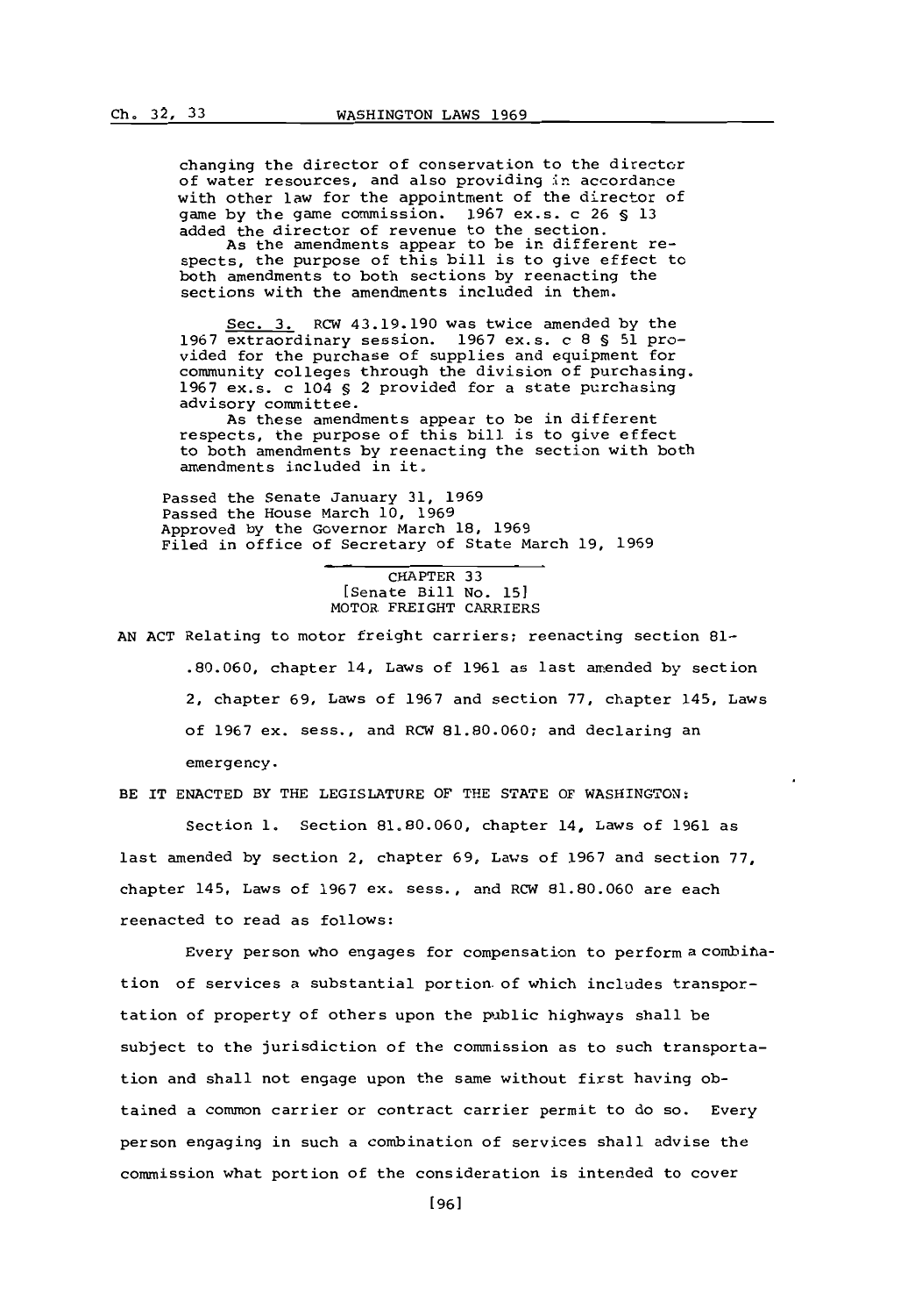changing the director of conservation to the director of water resources, and also providing in accordance with other law for the appointment of the director of game by the game commission. 1967 ex.s. c 26 § 13 added the director of revenue to the section.

As the amendments appear to be in different respects, the purpose of this bill is to give effect to both amendments to both sections by reenacting the sections with the amendments included in them.

Sec. 3. RCW 43.19.190 was twice amended by the 1967 extraordinary session. 1967 ex.s. c 8 § 51 provided for the purchase of supplies and equipment for community colleges through the division of purchasing. 1967 ex.s. c 104 § 2 provided for a state purchasing advisory committee.

As these amendments appear to be in different respects, the purpose of this bill is to give effect to both amendments by reenacting the section with both amendments included in it.

Passed the Senate January 31, 1969
Passed the House March 10, 1969
Approved by the Governor March 18, 1969
Filed in office of Secretary of State March 19, 1969

## CHAPTER 33
### [Senate Bill No. 15]
### MOTOR FREIGHT CARRIERS

AN ACT Relating to motor freight carriers; reenacting section 81-.80.060, chapter 14, Laws of 1961 as last amended by section 2, chapter 69, Laws of 1967 and section 77, chapter 145, Laws of 1967 ex. sess., and RCW 81.80.060; and declaring an emergency.

BE IT ENACTED BY THE LEGISLATURE OF THE STATE OF WASHINGTON:

Section 1. Section 81.80.060, chapter 14, Laws of 1961 as last amended by section 2, chapter 69, Laws of 1967 and section 77, chapter 145, Laws of 1967 ex. sess., and RCW 81.80.060 are each reenacted to read as follows:

Every person who engages for compensation to perform a combination of services a substantial portion of which includes transportation of property of others upon the public highways shall be subject to the jurisdiction of the commission as to such transportation and shall not engage upon the same without first having obtained a common carrier or contract carrier permit to do so. Every person engaging in such a combination of services shall advise the commission what portion of the consideration is intended to cover